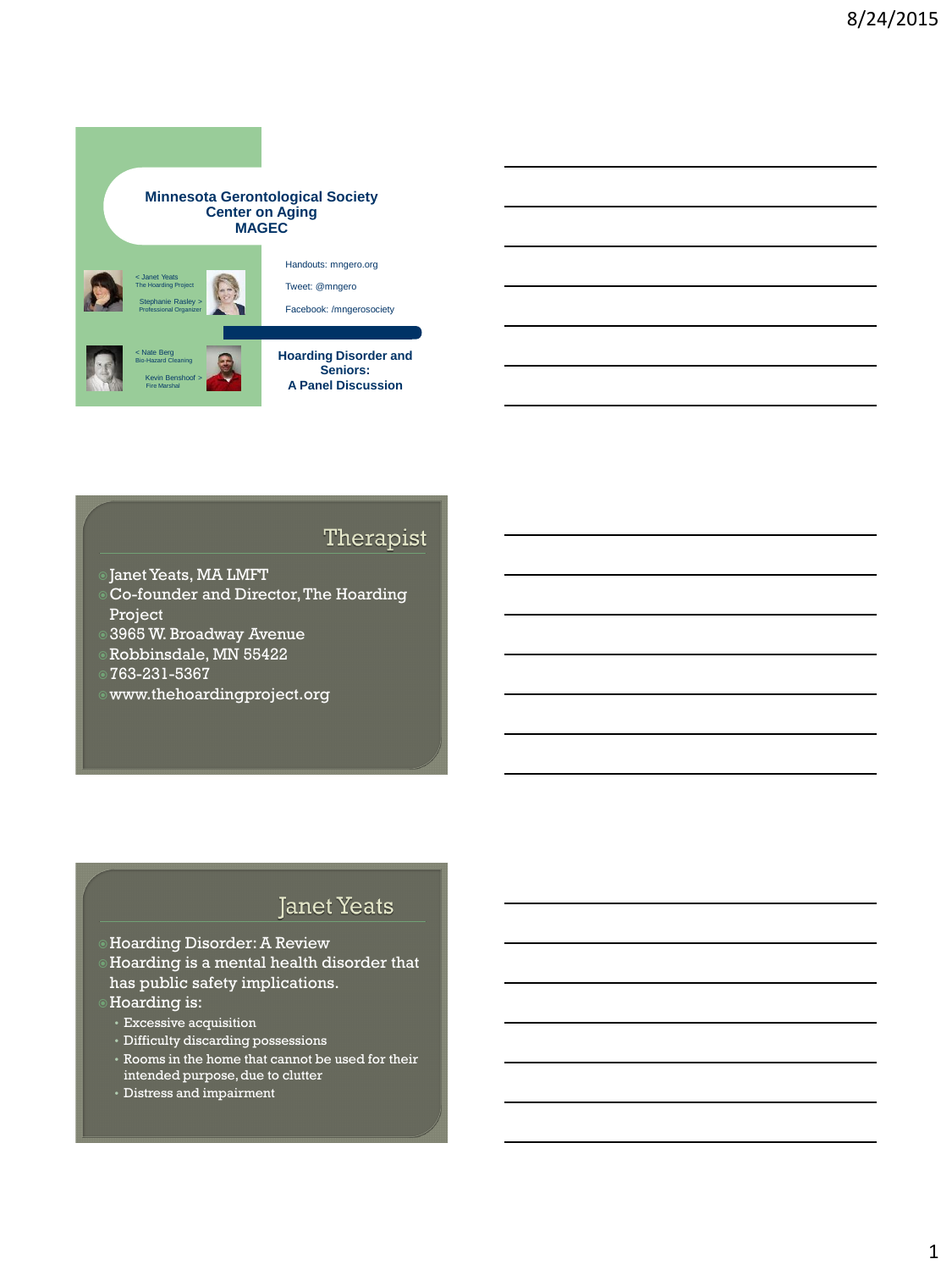## Minnesota Gerontological Society
## Center on Aging
## MAGEC

< Janet Yeats
The Hoarding Project

Stephanie Rasley >
Professional Organizer

< Nate Berg
Bio-Hazard Cleaning

Kevin Benshoof >
Fire Marshal

Handouts: mngero.org

Tweet: @mngero

Facebook: /mngerosociety

**Hoarding Disorder and Seniors:**
**A Panel Discussion**

## Therapist

- Janet Yeats, MA LMFT
- Co-founder and Director, The Hoarding Project
- 3965 W. Broadway Avenue
- Robbinsdale, MN 55422
- 763-231-5367
- www.thehoardingproject.org

## Janet Yeats

- Hoarding Disorder: A Review
- Hoarding is a mental health disorder that has public safety implications.
- Hoarding is:
  - Excessive acquisition
  - Difficulty discarding possessions
  - Rooms in the home that cannot be used for their intended purpose, due to clutter
  - Distress and impairment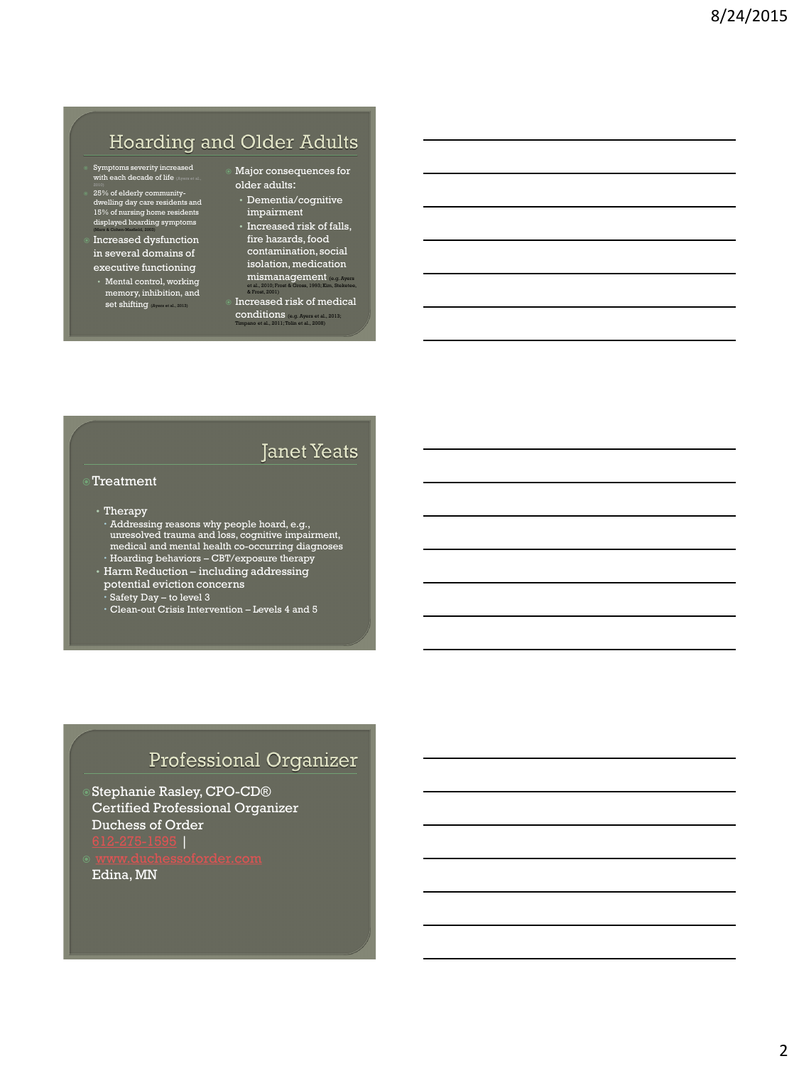## Hoarding and Older Adults

- Symptoms severity increased with each decade of life (Ayers et al., 2010)
- 25% of elderly community-dwelling day care residents and 15% of nursing home residents displayed hoarding symptoms (Marx & Cohen-Mansfield, 2003)
- Increased dysfunction in several domains of executive functioning
  - Mental control, working memory, inhibition, and set shifting (Ayers et al., 2013)
- Major consequences for older adults:
  - Dementia/cognitive impairment
  - Increased risk of falls, fire hazards, food contamination, social isolation, medication mismanagement (e.g. Ayers et al., 2010; Frost & Gross, 1993; Kim, Steketee, & Frost, 2001)
- Increased risk of medical conditions (e.g. Ayers et al., 2013; Timpano et al., 2011; Tolin et al., 2008)

## Janet Yeats

- Treatment
  - Therapy
    - Addressing reasons why people hoard, e.g., unresolved trauma and loss, cognitive impairment, medical and mental health co-occurring diagnoses
    - Hoarding behaviors – CBT/exposure therapy
  - Harm Reduction – including addressing potential eviction concerns
    - Safety Day – to level 3
    - Clean-out Crisis Intervention – Levels 4 and 5

## Professional Organizer

- Stephanie Rasley, CPO-CD®  
  Certified Professional Organizer  
  Duchess of Order  
  612-275-1595 |
- www.duchessoforder.com  
  Edina, MN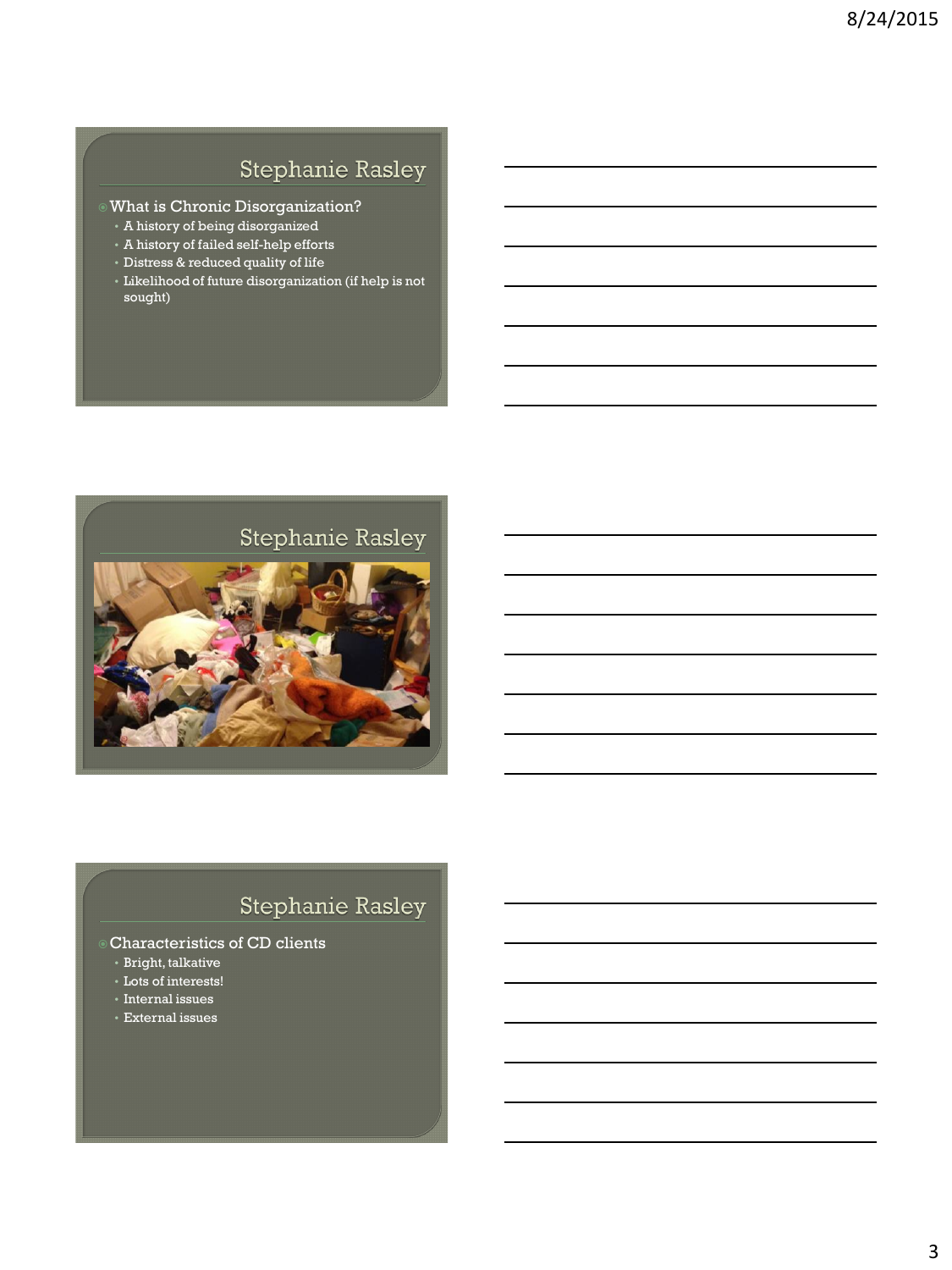## Stephanie Rasley

- What is Chronic Disorganization?
  - A history of being disorganized
  - A history of failed self-help efforts
  - Distress & reduced quality of life
  - Likelihood of future disorganization (if help is not sought)

## Stephanie Rasley

## Stephanie Rasley

- Characteristics of CD clients
  - Bright, talkative
  - Lots of interests!
  - Internal issues
  - External issues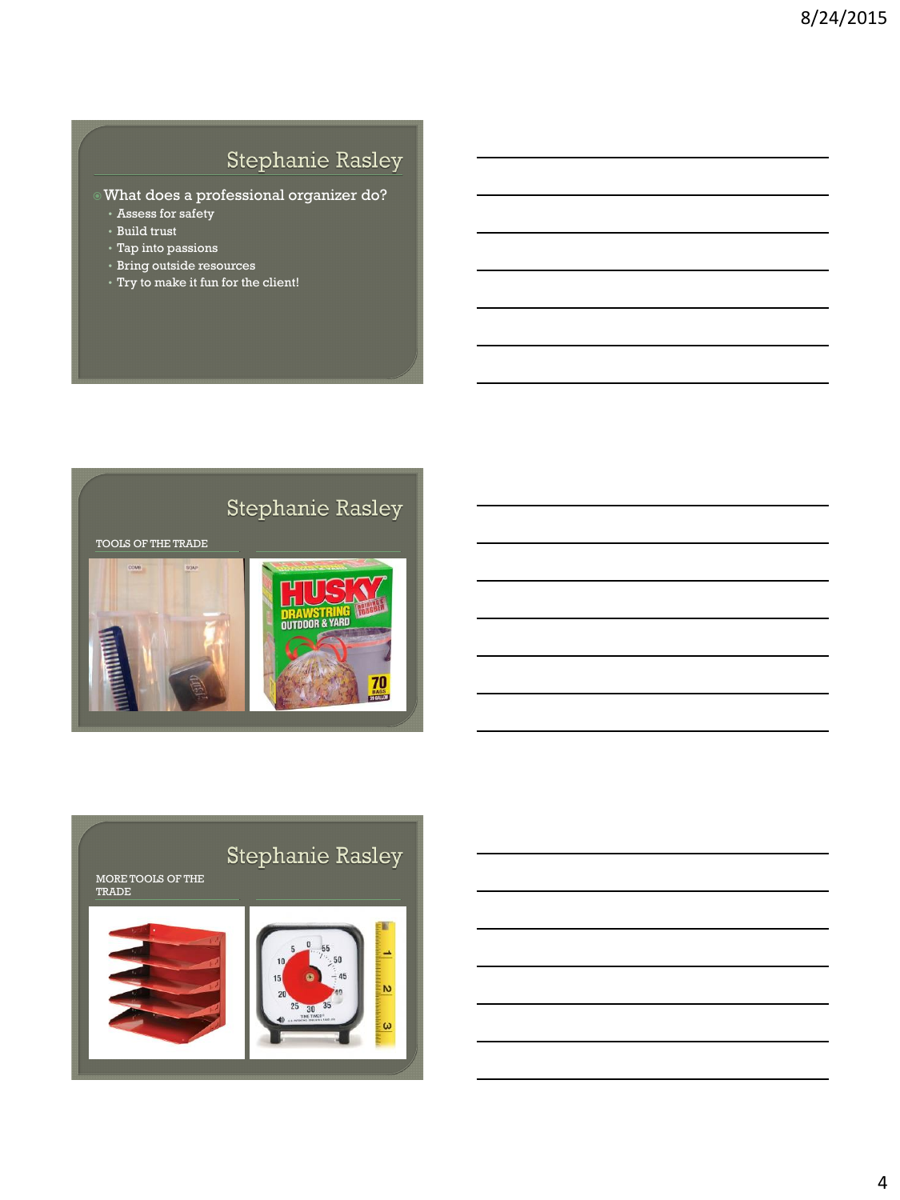## Stephanie Rasley

- What does a professional organizer do?
  - Assess for safety
  - Build trust
  - Tap into passions
  - Bring outside resources
  - Try to make it fun for the client!

## Stephanie Rasley

TOOLS OF THE TRADE

## Stephanie Rasley

MORE TOOLS OF THE TRADE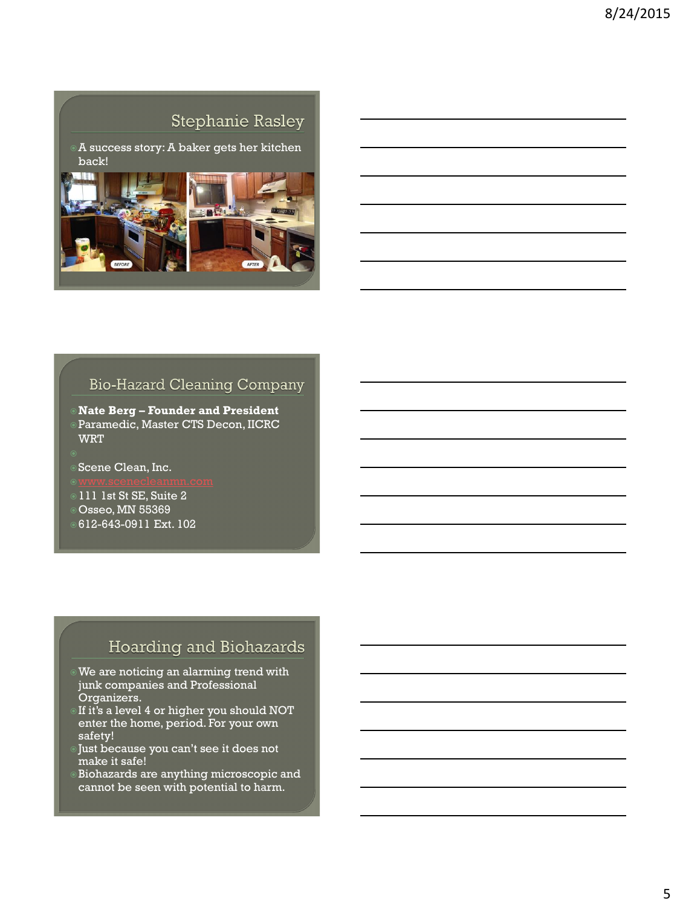## Stephanie Rasley

- A success story: A baker gets her kitchen back!

BEFORE

AFTER

## Bio-Hazard Cleaning Company

- **Nate Berg – Founder and President**
- Paramedic, Master CTS Decon, IICRC WRT
- 
- Scene Clean, Inc.
- www.scenecleanmn.com
- 111 1st St SE, Suite 2
- Osseo, MN 55369
- 612-643-0911 Ext. 102

## Hoarding and Biohazards

- We are noticing an alarming trend with junk companies and Professional Organizers.
- If it's a level 4 or higher you should NOT enter the home, period. For your own safety!
- Just because you can't see it does not make it safe!
- Biohazards are anything microscopic and cannot be seen with potential to harm.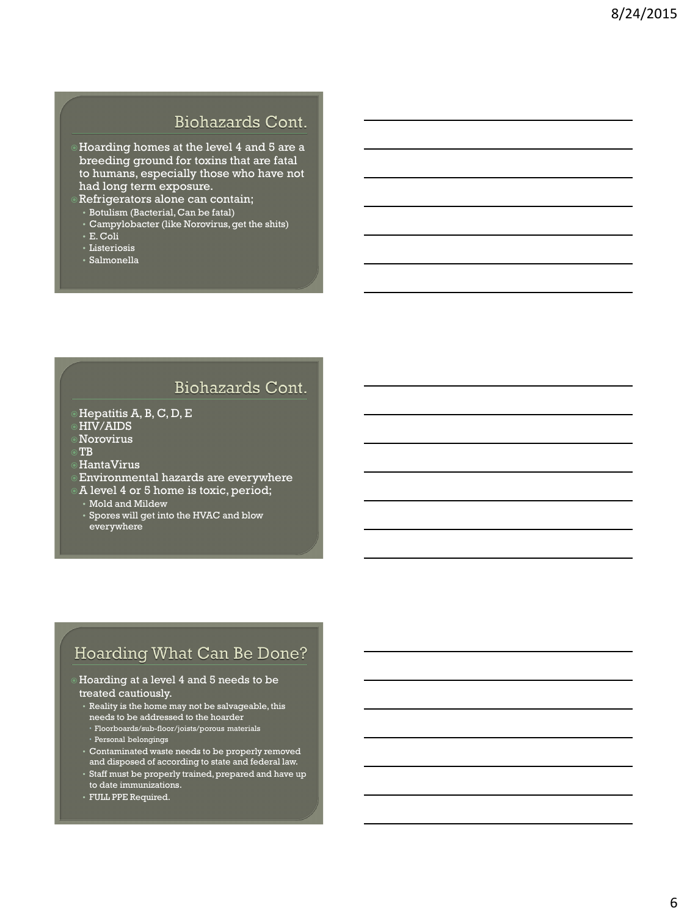## Biohazards Cont.

- Hoarding homes at the level 4 and 5 are a breeding ground for toxins that are fatal to humans, especially those who have not had long term exposure.
- Refrigerators alone can contain;
  - Botulism (Bacterial, Can be fatal)
  - Campylobacter (like Norovirus, get the shits)
  - E. Coli
  - Listeriosis
  - Salmonella

## Biohazards Cont.

- Hepatitis A, B, C, D, E
- HIV/AIDS
- Norovirus
- TB
- HantaVirus
- Environmental hazards are everywhere
- A level 4 or 5 home is toxic, period;
  - Mold and Mildew
  - Spores will get into the HVAC and blow everywhere

## Hoarding What Can Be Done?

- Hoarding at a level 4 and 5 needs to be treated cautiously.
  - Reality is the home may not be salvageable, this needs to be addressed to the hoarder
    - Floorboards/sub-floor/joists/porous materials
    - Personal belongings
  - Contaminated waste needs to be properly removed and disposed of according to state and federal law.
  - Staff must be properly trained, prepared and have up to date immunizations.
  - FULL PPE Required.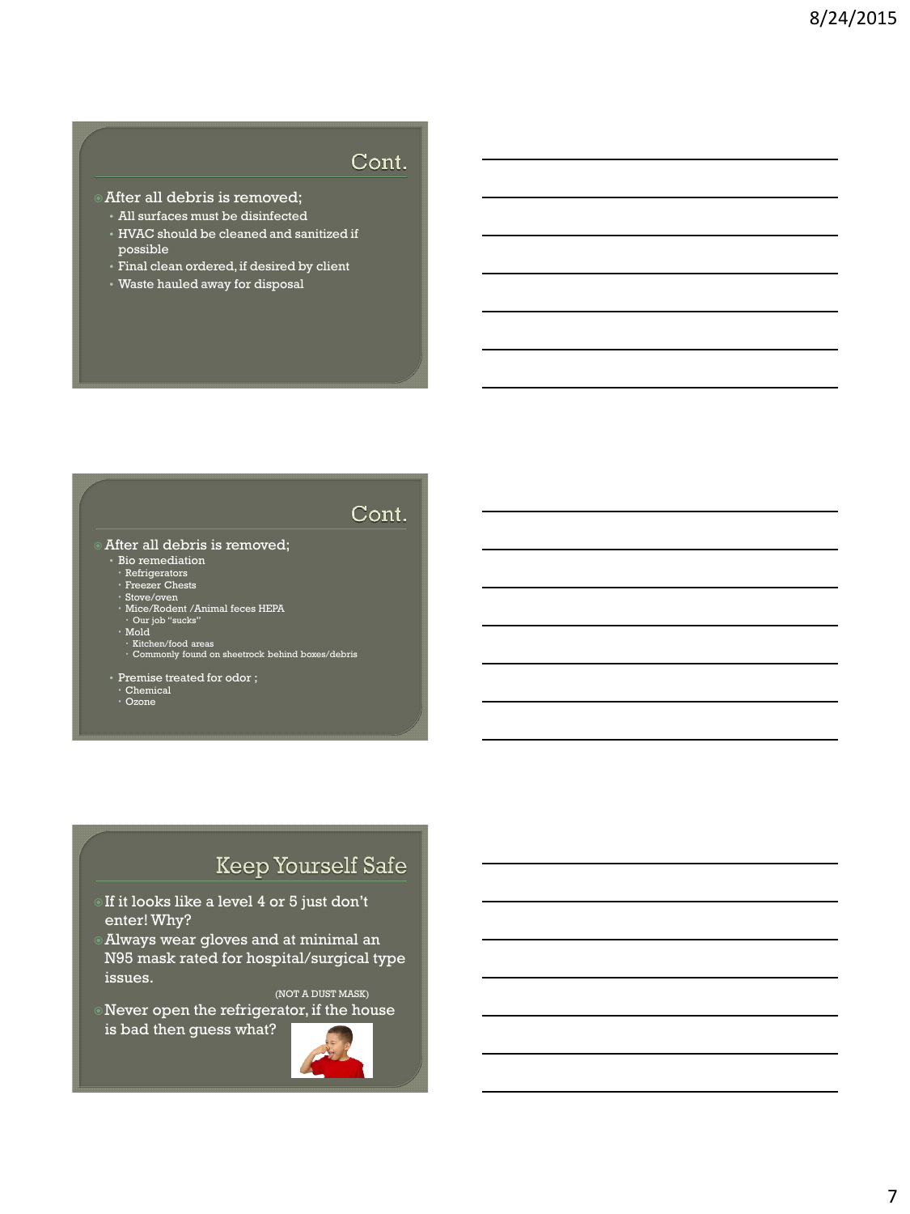## Cont.

- After all debris is removed;
  - All surfaces must be disinfected
  - HVAC should be cleaned and sanitized if possible
  - Final clean ordered, if desired by client
  - Waste hauled away for disposal

## Cont.

- After all debris is removed;
  - Bio remediation
    - Refrigerators
    - Freezer Chests
    - Stove/oven
    - Mice/Rodent /Animal feces HEPA
      - Our job "sucks"
    - Mold
      - Kitchen/food areas
      - Commonly found on sheetrock behind boxes/debris
  - Premise treated for odor ;
    - Chemical
    - Ozone

## Keep Yourself Safe

- If it looks like a level 4 or 5 just don't enter! Why?
- Always wear gloves and at minimal an N95 mask rated for hospital/surgical type issues.

  (NOT A DUST MASK)
- Never open the refrigerator, if the house is bad then guess what?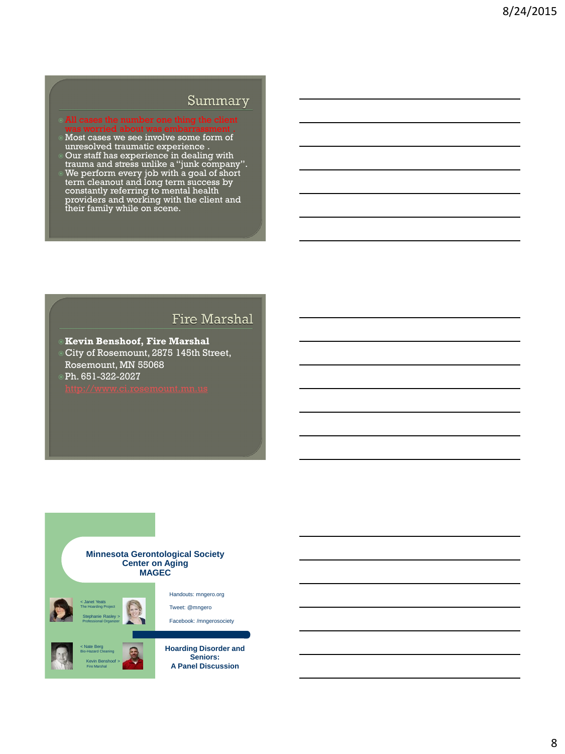## Summary

- All cases the number one thing the client was worried about was embarrassment .
- Most cases we see involve some form of unresolved traumatic experience .
- Our staff has experience in dealing with trauma and stress unlike a "junk company".
- We perform every job with a goal of short term cleanout and long term success by constantly referring to mental health providers and working with the client and their family while on scene.

## Fire Marshal

- **Kevin Benshoof, Fire Marshal**
- City of Rosemount, 2875 145th Street, Rosemount, MN 55068
- Ph. 651-322-2027

http://www.ci.rosemount.mn.us

**Minnesota Gerontological Society**
**Center on Aging**
**MAGEC**

< Janet Yeats
The Hoarding Project

Stephanie Rasley >
Professional Organizer

< Nate Berg
Bio-Hazard Cleaning

Kevin Benshoof >
Fire Marshal

Handouts: mngero.org

Tweet: @mngero

Facebook: /mngerosociety

**Hoarding Disorder and Seniors:**
**A Panel Discussion**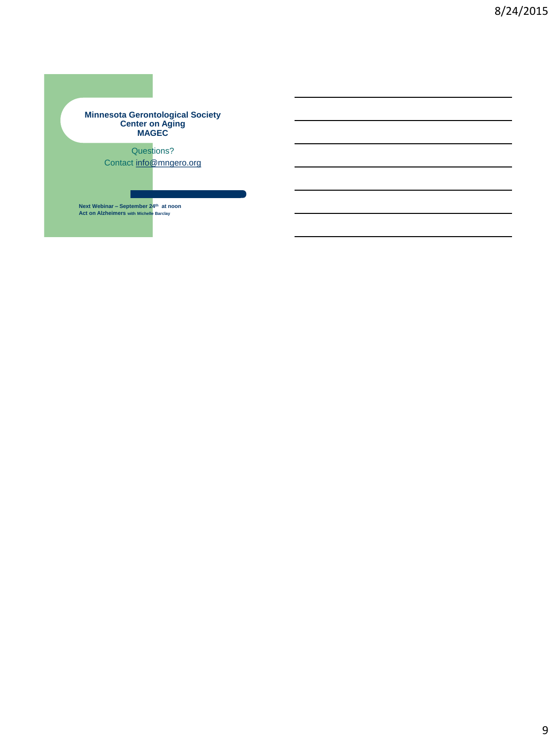**Minnesota Gerontological Society**
**Center on Aging**
**MAGEC**

Questions?

Contact info@mngero.org

**Next Webinar – September 24th at noon**
**Act on Alzheimers with Michelle Barclay**